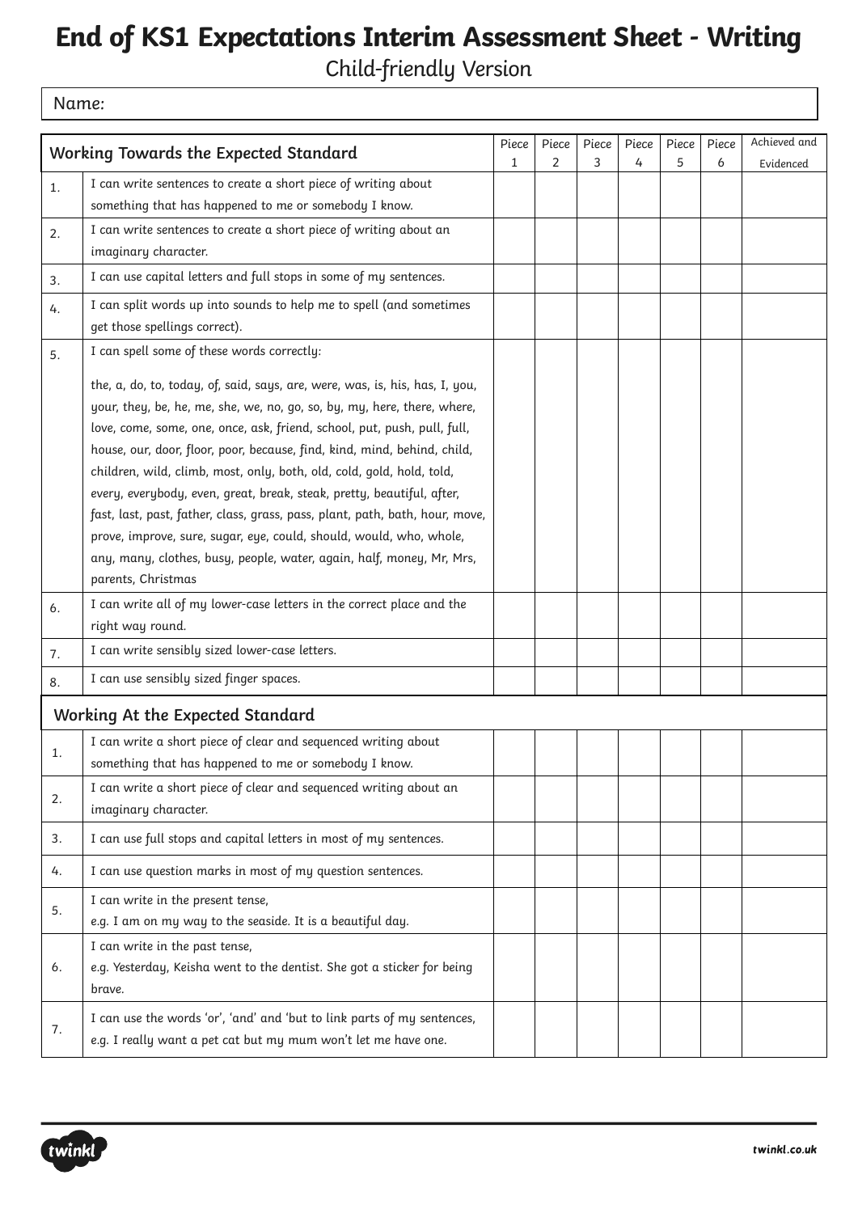# End of KS1 Expectations Interim Assessment Sheet - Writing

Child-friendly Version

Name:

| Working Towards the Expected Standard | | Piece 1 | Piece 2 | Piece 3 | Piece 4 | Piece 5 | Piece 6 | Achieved and Evidenced |
|---|---|---|---|---|---|---|---|---|
| 1. | I can write sentences to create a short piece of writing about something that has happened to me or somebody I know. | | | | | | | |
| 2. | I can write sentences to create a short piece of writing about an imaginary character. | | | | | | | |
| 3. | I can use capital letters and full stops in some of my sentences. | | | | | | | |
| 4. | I can split words up into sounds to help me to spell (and sometimes get those spellings correct). | | | | | | | |
| 5. | I can spell some of these words correctly: the, a, do, to, today, of, said, says, are, were, was, is, his, has, I, you, your, they, be, he, me, she, we, no, go, so, by, my, here, there, where, love, come, some, one, once, ask, friend, school, put, push, pull, full, house, our, door, floor, poor, because, find, kind, mind, behind, child, children, wild, climb, most, only, both, old, cold, gold, hold, told, every, everybody, even, great, break, steak, pretty, beautiful, after, fast, last, past, father, class, grass, pass, plant, path, bath, hour, move, prove, improve, sure, sugar, eye, could, should, would, who, whole, any, many, clothes, busy, people, water, again, half, money, Mr, Mrs, parents, Christmas | | | | | | | |
| 6. | I can write all of my lower-case letters in the correct place and the right way round. | | | | | | | |
| 7. | I can write sensibly sized lower-case letters. | | | | | | | |
| 8. | I can use sensibly sized finger spaces. | | | | | | | |
| **Working At the Expected Standard** | | | | | | | | |
| 1. | I can write a short piece of clear and sequenced writing about something that has happened to me or somebody I know. | | | | | | | |
| 2. | I can write a short piece of clear and sequenced writing about an imaginary character. | | | | | | | |
| 3. | I can use full stops and capital letters in most of my sentences. | | | | | | | |
| 4. | I can use question marks in most of my question sentences. | | | | | | | |
| 5. | I can write in the present tense, e.g. I am on my way to the seaside. It is a beautiful day. | | | | | | | |
| 6. | I can write in the past tense, e.g. Yesterday, Keisha went to the dentist. She got a sticker for being brave. | | | | | | | |
| 7. | I can use the words 'or', 'and' and 'but to link parts of my sentences, e.g. I really want a pet cat but my mum won't let me have one. | | | | | | | |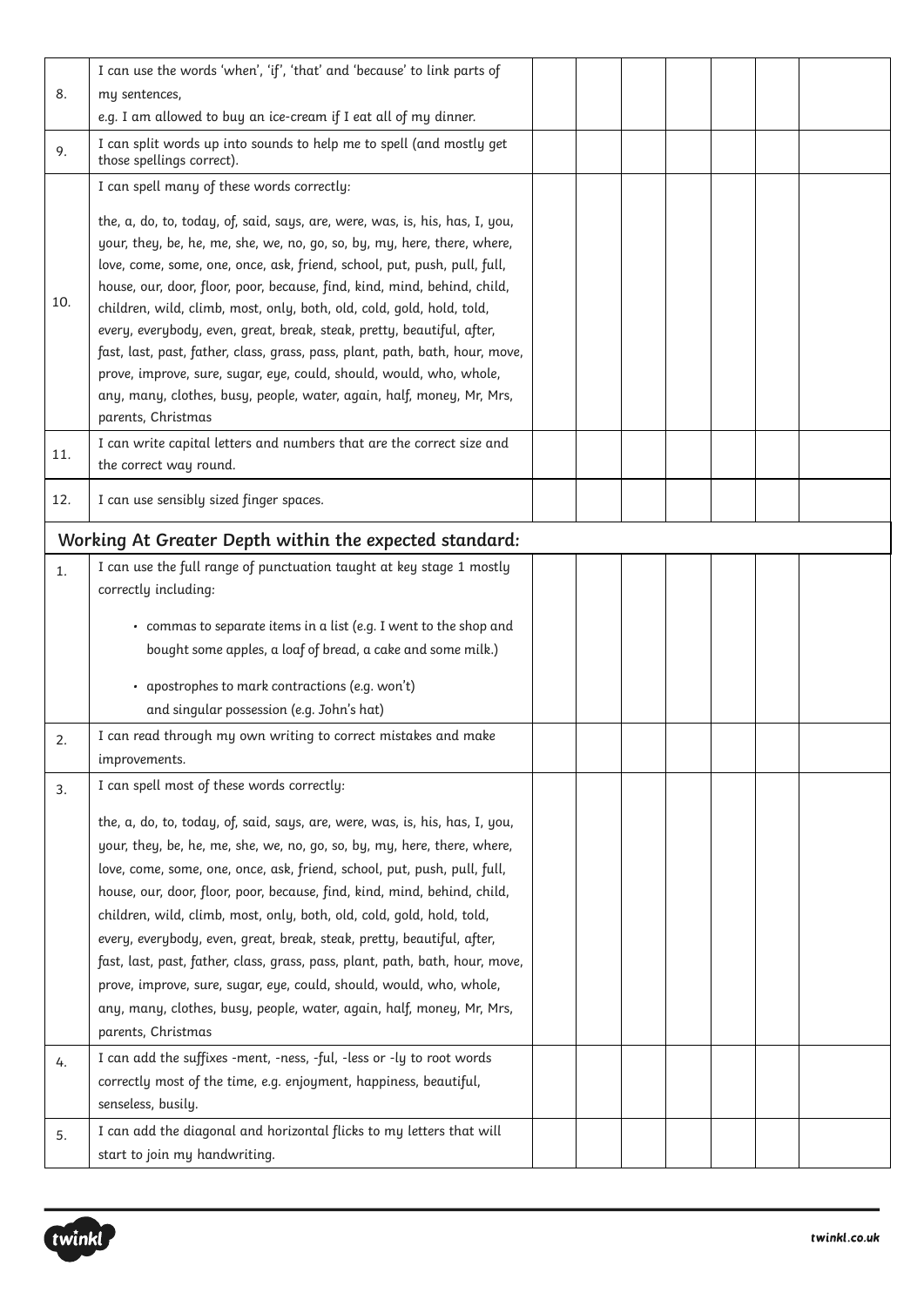| | | | | | | | | |
|---|---|---|---|---|---|---|---|---|
| 8. | I can use the words 'when', 'if', 'that' and 'because' to link parts of my sentences,<br>e.g. I am allowed to buy an ice-cream if I eat all of my dinner. | | | | | | | |
| 9. | I can split words up into sounds to help me to spell (and mostly get those spellings correct). | | | | | | | |
| 10. | I can spell many of these words correctly:<br><br>the, a, do, to, today, of, said, says, are, were, was, is, his, has, I, you, your, they, be, he, me, she, we, no, go, so, by, my, here, there, where, love, come, some, one, once, ask, friend, school, put, push, pull, full, house, our, door, floor, poor, because, find, kind, mind, behind, child, children, wild, climb, most, only, both, old, cold, gold, hold, told, every, everybody, even, great, break, steak, pretty, beautiful, after, fast, last, past, father, class, grass, pass, plant, path, bath, hour, move, prove, improve, sure, sugar, eye, could, should, would, who, whole, any, many, clothes, busy, people, water, again, half, money, Mr, Mrs, parents, Christmas | | | | | | | |
| 11. | I can write capital letters and numbers that are the correct size and the correct way round. | | | | | | | |
| 12. | I can use sensibly sized finger spaces. | | | | | | | |
| **Working At Greater Depth within the expected standard:** | | | | | | | | |
| 1. | I can use the full range of punctuation taught at key stage 1 mostly correctly including:<br><br>• commas to separate items in a list (e.g. I went to the shop and bought some apples, a loaf of bread, a cake and some milk.)<br><br>• apostrophes to mark contractions (e.g. won't) and singular possession (e.g. John's hat) | | | | | | | |
| 2. | I can read through my own writing to correct mistakes and make improvements. | | | | | | | |
| 3. | I can spell most of these words correctly:<br><br>the, a, do, to, today, of, said, says, are, were, was, is, his, has, I, you, your, they, be, he, me, she, we, no, go, so, by, my, here, there, where, love, come, some, one, once, ask, friend, school, put, push, pull, full, house, our, door, floor, poor, because, find, kind, mind, behind, child, children, wild, climb, most, only, both, old, cold, gold, hold, told, every, everybody, even, great, break, steak, pretty, beautiful, after, fast, last, past, father, class, grass, pass, plant, path, bath, hour, move, prove, improve, sure, sugar, eye, could, should, would, who, whole, any, many, clothes, busy, people, water, again, half, money, Mr, Mrs, parents, Christmas | | | | | | | |
| 4. | I can add the suffixes -ment, -ness, -ful, -less or -ly to root words correctly most of the time, e.g. enjoyment, happiness, beautiful, senseless, busily. | | | | | | | |
| 5. | I can add the diagonal and horizontal flicks to my letters that will start to join my handwriting. | | | | | | | |